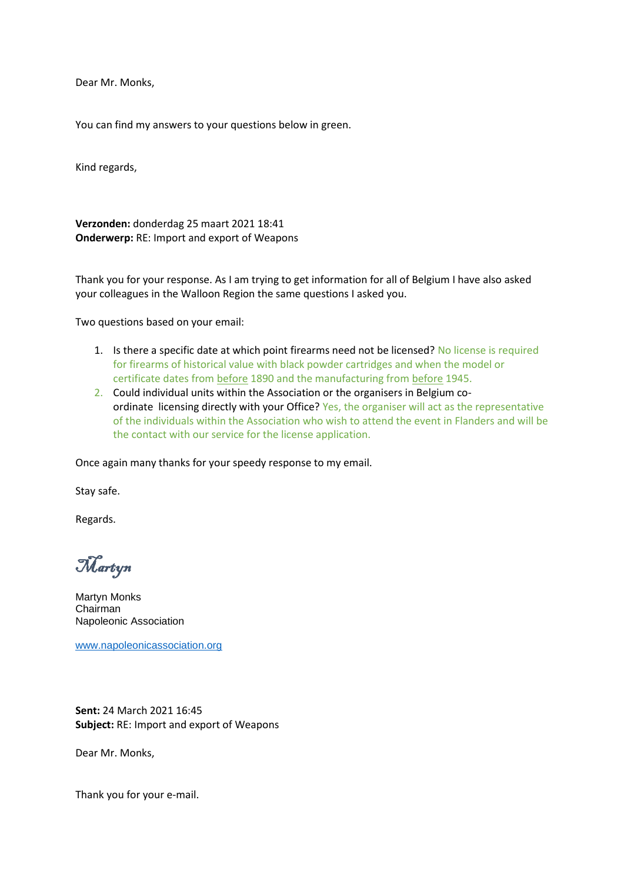Dear Mr. Monks,

You can find my answers to your questions below in green.

Kind regards,

**Verzonden:** donderdag 25 maart 2021 18:41
**Onderwerp:** RE: Import and export of Weapons

Thank you for your response. As I am trying to get information for all of Belgium I have also asked your colleagues in the Walloon Region the same questions I asked you.

Two questions based on your email:

1. Is there a specific date at which point firearms need not be licensed? No license is required for firearms of historical value with black powder cartridges and when the model or certificate dates from before 1890 and the manufacturing from before 1945.
2. Could individual units within the Association or the organisers in Belgium co-ordinate licensing directly with your Office? Yes, the organiser will act as the representative of the individuals within the Association who wish to attend the event in Flanders and will be the contact with our service for the license application.

Once again many thanks for your speedy response to my email.

Stay safe.

Regards.

*Martyn*

Martyn Monks
Chairman
Napoleonic Association

www.napoleonicassociation.org

**Sent:** 24 March 2021 16:45
**Subject:** RE: Import and export of Weapons

Dear Mr. Monks,

Thank you for your e-mail.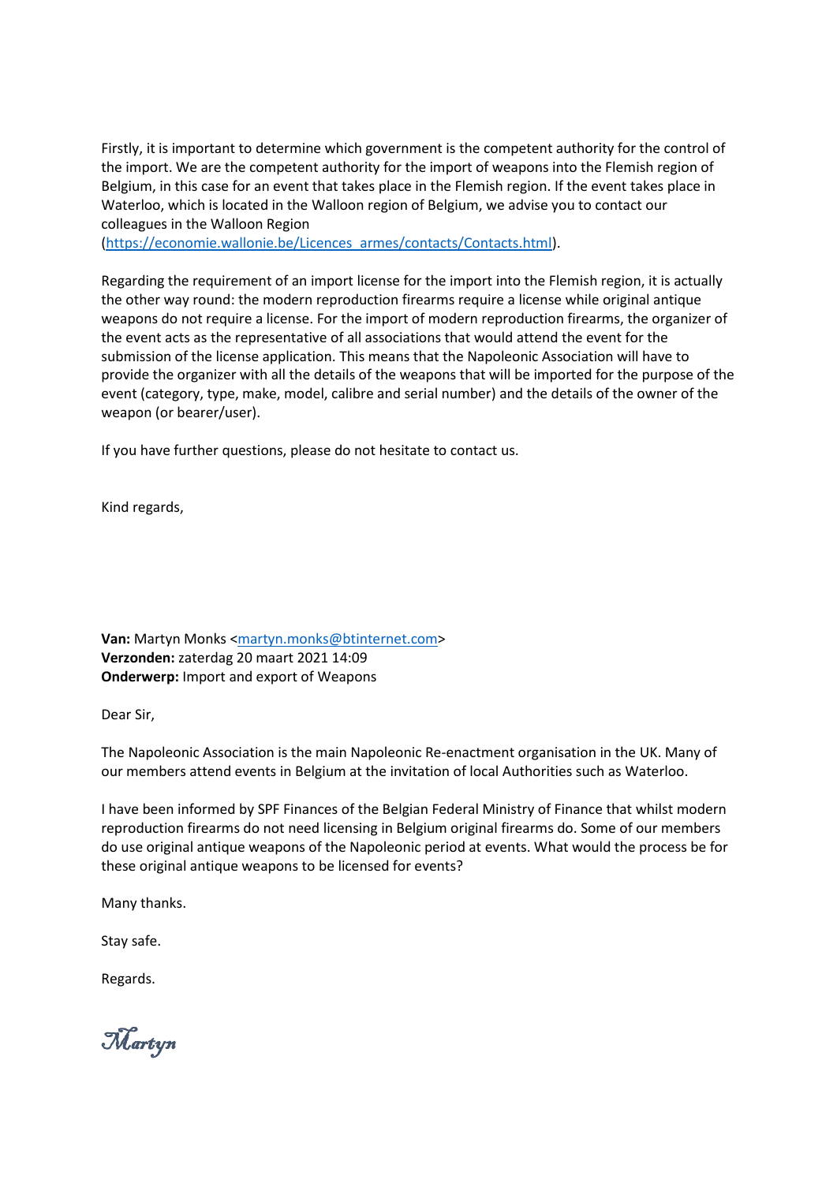Firstly, it is important to determine which government is the competent authority for the control of the import. We are the competent authority for the import of weapons into the Flemish region of Belgium, in this case for an event that takes place in the Flemish region. If the event takes place in Waterloo, which is located in the Walloon region of Belgium, we advise you to contact our colleagues in the Walloon Region (https://economie.wallonie.be/Licences_armes/contacts/Contacts.html).

Regarding the requirement of an import license for the import into the Flemish region, it is actually the other way round: the modern reproduction firearms require a license while original antique weapons do not require a license. For the import of modern reproduction firearms, the organizer of the event acts as the representative of all associations that would attend the event for the submission of the license application. This means that the Napoleonic Association will have to provide the organizer with all the details of the weapons that will be imported for the purpose of the event (category, type, make, model, calibre and serial number) and the details of the owner of the weapon (or bearer/user).

If you have further questions, please do not hesitate to contact us.

Kind regards,

**Van:** Martyn Monks <martyn.monks@btinternet.com>
**Verzonden:** zaterdag 20 maart 2021 14:09
**Onderwerp:** Import and export of Weapons

Dear Sir,

The Napoleonic Association is the main Napoleonic Re-enactment organisation in the UK. Many of our members attend events in Belgium at the invitation of local Authorities such as Waterloo.

I have been informed by SPF Finances of the Belgian Federal Ministry of Finance that whilst modern reproduction firearms do not need licensing in Belgium original firearms do. Some of our members do use original antique weapons of the Napoleonic period at events. What would the process be for these original antique weapons to be licensed for events?

Many thanks.

Stay safe.

Regards.

*Martyn*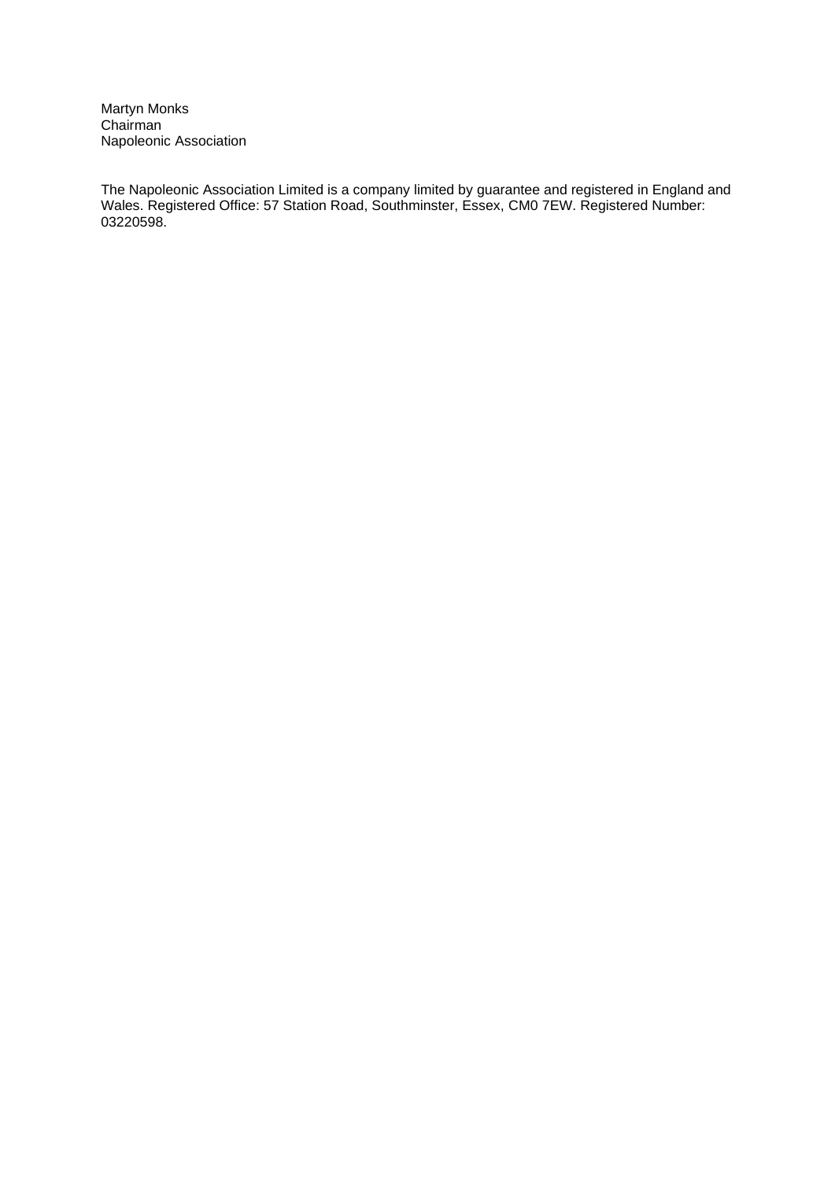Martyn Monks
Chairman
Napoleonic Association

The Napoleonic Association Limited is a company limited by guarantee and registered in England and Wales. Registered Office: 57 Station Road, Southminster, Essex, CM0 7EW. Registered Number: 03220598.